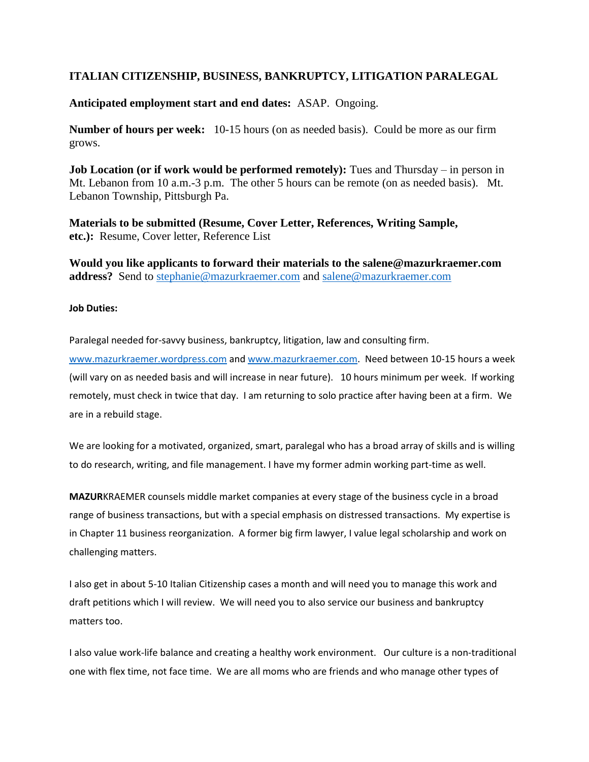## ITALIAN CITIZENSHIP, BUSINESS, BANKRUPTCY, LITIGATION PARALEGAL

**Anticipated employment start and end dates:** ASAP. Ongoing.

**Number of hours per week:** 10-15 hours (on as needed basis). Could be more as our firm grows.

**Job Location (or if work would be performed remotely):** Tues and Thursday – in person in Mt. Lebanon from 10 a.m.-3 p.m. The other 5 hours can be remote (on as needed basis). Mt. Lebanon Township, Pittsburgh Pa.

**Materials to be submitted (Resume, Cover Letter, References, Writing Sample, etc.):** Resume, Cover letter, Reference List

**Would you like applicants to forward their materials to the salene@mazurkraemer.com address?** Send to stephanie@mazurkraemer.com and salene@mazurkraemer.com

**Job Duties:**

Paralegal needed for-savvy business, bankruptcy, litigation, law and consulting firm. www.mazurkraemer.wordpress.com and www.mazurkraemer.com. Need between 10-15 hours a week (will vary on as needed basis and will increase in near future). 10 hours minimum per week. If working remotely, must check in twice that day. I am returning to solo practice after having been at a firm. We are in a rebuild stage.

We are looking for a motivated, organized, smart, paralegal who has a broad array of skills and is willing to do research, writing, and file management. I have my former admin working part-time as well.

**MAZUR**KRAEMER counsels middle market companies at every stage of the business cycle in a broad range of business transactions, but with a special emphasis on distressed transactions. My expertise is in Chapter 11 business reorganization. A former big firm lawyer, I value legal scholarship and work on challenging matters.

I also get in about 5-10 Italian Citizenship cases a month and will need you to manage this work and draft petitions which I will review. We will need you to also service our business and bankruptcy matters too.

I also value work-life balance and creating a healthy work environment. Our culture is a non-traditional one with flex time, not face time. We are all moms who are friends and who manage other types of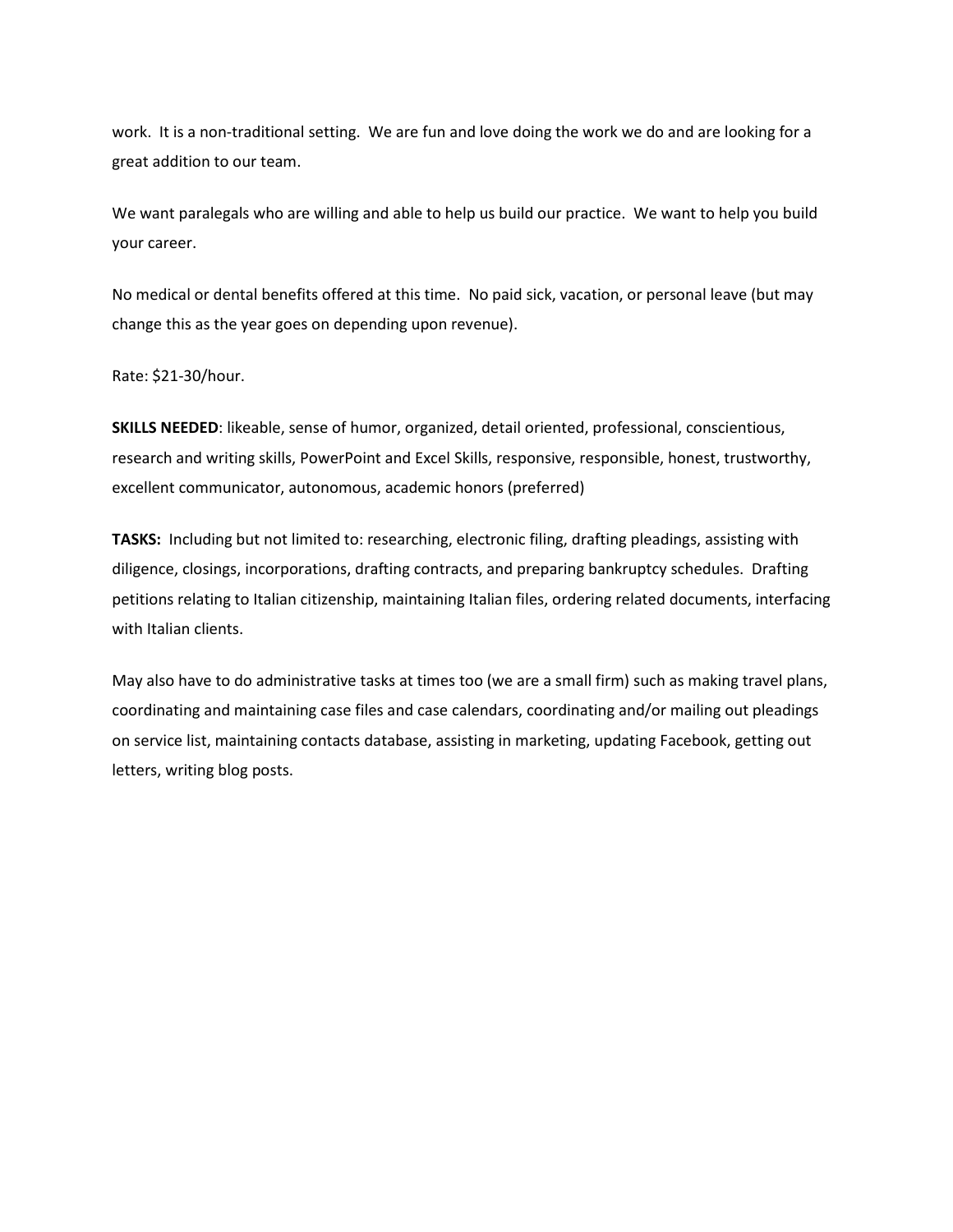work. It is a non-traditional setting. We are fun and love doing the work we do and are looking for a great addition to our team.

We want paralegals who are willing and able to help us build our practice. We want to help you build your career.

No medical or dental benefits offered at this time. No paid sick, vacation, or personal leave (but may change this as the year goes on depending upon revenue).

Rate: $21-30/hour.

**SKILLS NEEDED**: likeable, sense of humor, organized, detail oriented, professional, conscientious, research and writing skills, PowerPoint and Excel Skills, responsive, responsible, honest, trustworthy, excellent communicator, autonomous, academic honors (preferred)

**TASKS:** Including but not limited to: researching, electronic filing, drafting pleadings, assisting with diligence, closings, incorporations, drafting contracts, and preparing bankruptcy schedules. Drafting petitions relating to Italian citizenship, maintaining Italian files, ordering related documents, interfacing with Italian clients.

May also have to do administrative tasks at times too (we are a small firm) such as making travel plans, coordinating and maintaining case files and case calendars, coordinating and/or mailing out pleadings on service list, maintaining contacts database, assisting in marketing, updating Facebook, getting out letters, writing blog posts.